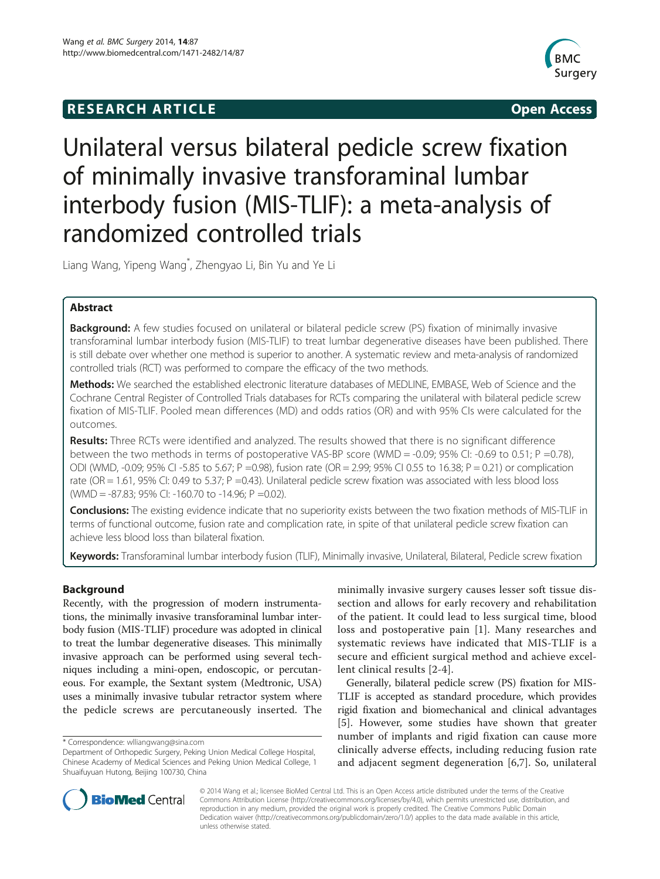RESEARCH ARTICLE Open Access

# Unilateral versus bilateral pedicle screw fixation of minimally invasive transforaminal lumbar interbody fusion (MIS-TLIF): a meta-analysis of randomized controlled trials

Liang Wang, Yipeng Wang*, Zhengyao Li, Bin Yu and Ye Li

## Abstract

**Background:** A few studies focused on unilateral or bilateral pedicle screw (PS) fixation of minimally invasive transforaminal lumbar interbody fusion (MIS-TLIF) to treat lumbar degenerative diseases have been published. There is still debate over whether one method is superior to another. A systematic review and meta-analysis of randomized controlled trials (RCT) was performed to compare the efficacy of the two methods.

**Methods:** We searched the established electronic literature databases of MEDLINE, EMBASE, Web of Science and the Cochrane Central Register of Controlled Trials databases for RCTs comparing the unilateral with bilateral pedicle screw fixation of MIS-TLIF. Pooled mean differences (MD) and odds ratios (OR) and with 95% CIs were calculated for the outcomes.

**Results:** Three RCTs were identified and analyzed. The results showed that there is no significant difference between the two methods in terms of postoperative VAS-BP score (WMD = -0.09; 95% CI: -0.69 to 0.51; P =0.78), ODI (WMD, -0.09; 95% CI -5.85 to 5.67; P =0.98), fusion rate (OR = 2.99; 95% CI 0.55 to 16.38; P = 0.21) or complication rate (OR = 1.61, 95% CI: 0.49 to 5.37; P =0.43). Unilateral pedicle screw fixation was associated with less blood loss (WMD = -87.83; 95% CI: -160.70 to -14.96; P =0.02).

**Conclusions:** The existing evidence indicate that no superiority exists between the two fixation methods of MIS-TLIF in terms of functional outcome, fusion rate and complication rate, in spite of that unilateral pedicle screw fixation can achieve less blood loss than bilateral fixation.

**Keywords:** Transforaminal lumbar interbody fusion (TLIF), Minimally invasive, Unilateral, Bilateral, Pedicle screw fixation

## Background

Recently, with the progression of modern instrumentations, the minimally invasive transforaminal lumbar interbody fusion (MIS-TLIF) procedure was adopted in clinical to treat the lumbar degenerative diseases. This minimally invasive approach can be performed using several techniques including a mini-open, endoscopic, or percutaneous. For example, the Sextant system (Medtronic, USA) uses a minimally invasive tubular retractor system where the pedicle screws are percutaneously inserted. The minimally invasive surgery causes lesser soft tissue dissection and allows for early recovery and rehabilitation of the patient. It could lead to less surgical time, blood loss and postoperative pain [1]. Many researches and systematic reviews have indicated that MIS-TLIF is a secure and efficient surgical method and achieve excellent clinical results [2-4].

Generally, bilateral pedicle screw (PS) fixation for MIS-TLIF is accepted as standard procedure, which provides rigid fixation and biomechanical and clinical advantages [5]. However, some studies have shown that greater number of implants and rigid fixation can cause more clinically adverse effects, including reducing fusion rate and adjacent segment degeneration [6,7]. So, unilateral

\* Correspondence: wlliangwang@sina.com
Department of Orthopedic Surgery, Peking Union Medical College Hospital, Chinese Academy of Medical Sciences and Peking Union Medical College, 1 Shuaifuyuan Hutong, Beijing 100730, China

© 2014 Wang et al.; licensee BioMed Central Ltd. This is an Open Access article distributed under the terms of the Creative Commons Attribution License (http://creativecommons.org/licenses/by/4.0), which permits unrestricted use, distribution, and reproduction in any medium, provided the original work is properly credited. The Creative Commons Public Domain Dedication waiver (http://creativecommons.org/publicdomain/zero/1.0/) applies to the data made available in this article, unless otherwise stated.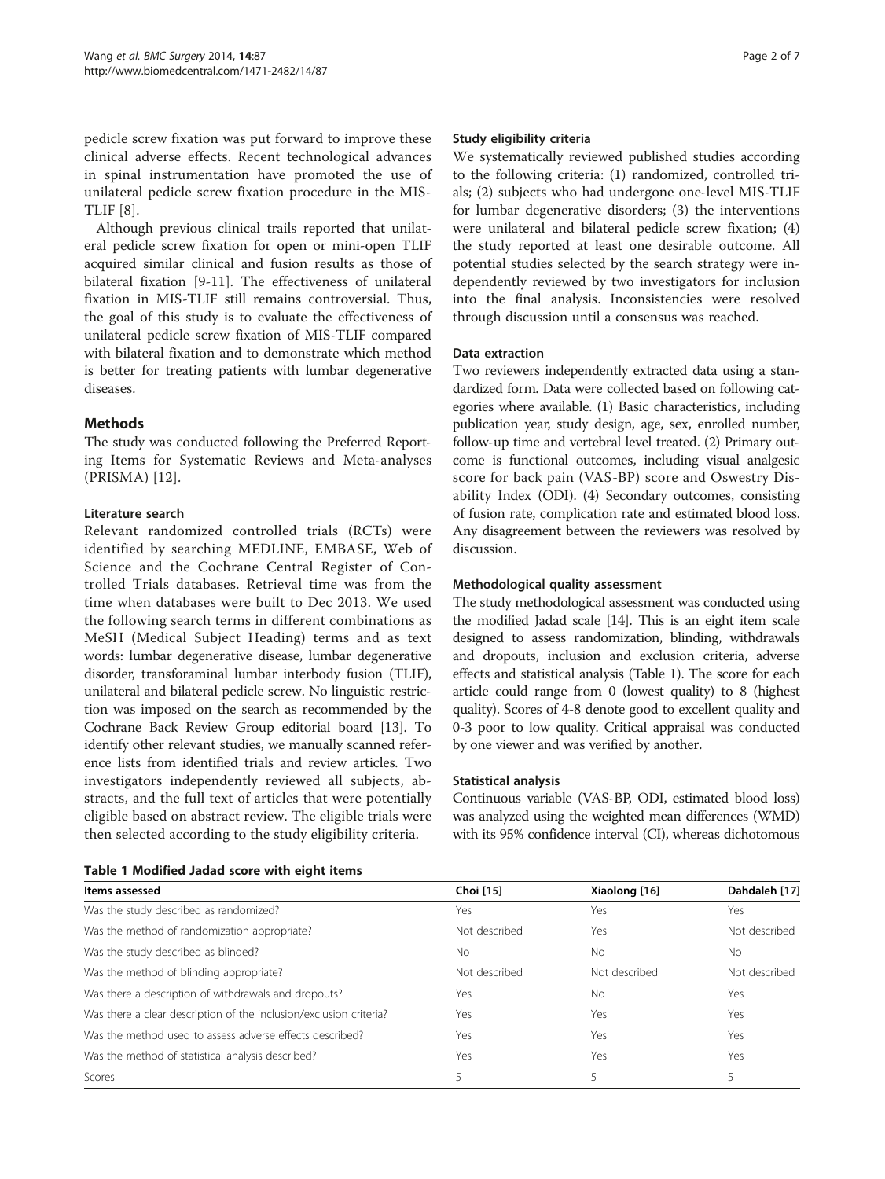pedicle screw fixation was put forward to improve these clinical adverse effects. Recent technological advances in spinal instrumentation have promoted the use of unilateral pedicle screw fixation procedure in the MIS-TLIF [8].

Although previous clinical trails reported that unilateral pedicle screw fixation for open or mini-open TLIF acquired similar clinical and fusion results as those of bilateral fixation [9-11]. The effectiveness of unilateral fixation in MIS-TLIF still remains controversial. Thus, the goal of this study is to evaluate the effectiveness of unilateral pedicle screw fixation of MIS-TLIF compared with bilateral fixation and to demonstrate which method is better for treating patients with lumbar degenerative diseases.

## Methods

The study was conducted following the Preferred Reporting Items for Systematic Reviews and Meta-analyses (PRISMA) [12].

### Literature search

Relevant randomized controlled trials (RCTs) were identified by searching MEDLINE, EMBASE, Web of Science and the Cochrane Central Register of Controlled Trials databases. Retrieval time was from the time when databases were built to Dec 2013. We used the following search terms in different combinations as MeSH (Medical Subject Heading) terms and as text words: lumbar degenerative disease, lumbar degenerative disorder, transforaminal lumbar interbody fusion (TLIF), unilateral and bilateral pedicle screw. No linguistic restriction was imposed on the search as recommended by the Cochrane Back Review Group editorial board [13]. To identify other relevant studies, we manually scanned reference lists from identified trials and review articles. Two investigators independently reviewed all subjects, abstracts, and the full text of articles that were potentially eligible based on abstract review. The eligible trials were then selected according to the study eligibility criteria.

### Study eligibility criteria

We systematically reviewed published studies according to the following criteria: (1) randomized, controlled trials; (2) subjects who had undergone one-level MIS-TLIF for lumbar degenerative disorders; (3) the interventions were unilateral and bilateral pedicle screw fixation; (4) the study reported at least one desirable outcome. All potential studies selected by the search strategy were independently reviewed by two investigators for inclusion into the final analysis. Inconsistencies were resolved through discussion until a consensus was reached.

### Data extraction

Two reviewers independently extracted data using a standardized form. Data were collected based on following categories where available. (1) Basic characteristics, including publication year, study design, age, sex, enrolled number, follow-up time and vertebral level treated. (2) Primary outcome is functional outcomes, including visual analgesic score for back pain (VAS-BP) score and Oswestry Disability Index (ODI). (4) Secondary outcomes, consisting of fusion rate, complication rate and estimated blood loss. Any disagreement between the reviewers was resolved by discussion.

### Methodological quality assessment

The study methodological assessment was conducted using the modified Jadad scale [14]. This is an eight item scale designed to assess randomization, blinding, withdrawals and dropouts, inclusion and exclusion criteria, adverse effects and statistical analysis (Table 1). The score for each article could range from 0 (lowest quality) to 8 (highest quality). Scores of 4-8 denote good to excellent quality and 0-3 poor to low quality. Critical appraisal was conducted by one viewer and was verified by another.

### Statistical analysis

Continuous variable (VAS-BP, ODI, estimated blood loss) was analyzed using the weighted mean differences (WMD) with its 95% confidence interval (CI), whereas dichotomous

**Table 1 Modified Jadad score with eight items**

| Items assessed | Choi [15] | Xiaolong [16] | Dahdaleh [17] |
|---|---|---|---|
| Was the study described as randomized? | Yes | Yes | Yes |
| Was the method of randomization appropriate? | Not described | Yes | Not described |
| Was the study described as blinded? | No | No | No |
| Was the method of blinding appropriate? | Not described | Not described | Not described |
| Was there a description of withdrawals and dropouts? | Yes | No | Yes |
| Was there a clear description of the inclusion/exclusion criteria? | Yes | Yes | Yes |
| Was the method used to assess adverse effects described? | Yes | Yes | Yes |
| Was the method of statistical analysis described? | Yes | Yes | Yes |
| Scores | 5 | 5 | 5 |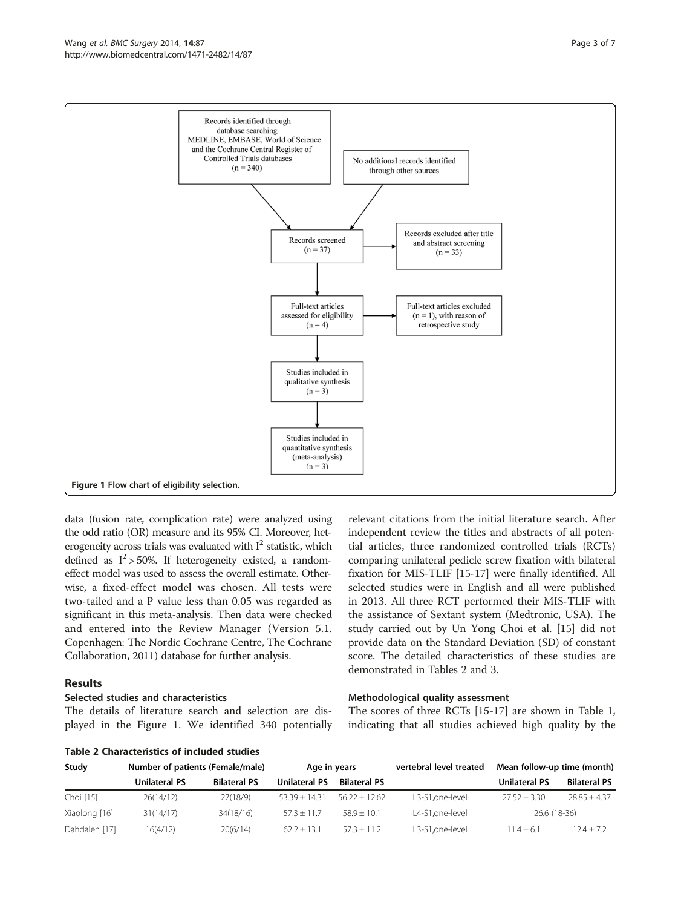Records identified through database searching MEDLINE, EMBASE, World of Science and the Cochrane Central Register of Controlled Trials databases (n = 340)

No additional records identified through other sources

Records screened (n = 37)

Records excluded after title and abstract screening (n = 33)

Full-text articles assessed for eligibility (n = 4)

Full-text articles excluded (n = 1), with reason of retrospective study

Studies included in qualitative synthesis (n = 3)

Studies included in quantitative synthesis (meta-analysis) (n = 3)

**Figure 1 Flow chart of eligibility selection.**

data (fusion rate, complication rate) were analyzed using the odd ratio (OR) measure and its 95% CI. Moreover, heterogeneity across trials was evaluated with $I^2$ statistic, which defined as $I^2 > 50\%$. If heterogeneity existed, a random-effect model was used to assess the overall estimate. Otherwise, a fixed-effect model was chosen. All tests were two-tailed and a P value less than 0.05 was regarded as significant in this meta-analysis. Then data were checked and entered into the Review Manager (Version 5.1. Copenhagen: The Nordic Cochrane Centre, The Cochrane Collaboration, 2011) database for further analysis.

## Results

### Selected studies and characteristics

The details of literature search and selection are displayed in the Figure 1. We identified 340 potentially relevant citations from the initial literature search. After independent review the titles and abstracts of all potential articles, three randomized controlled trials (RCTs) comparing unilateral pedicle screw fixation with bilateral fixation for MIS-TLIF [15-17] were finally identified. All selected studies were in English and all were published in 2013. All three RCT performed their MIS-TLIF with the assistance of Sextant system (Medtronic, USA). The study carried out by Un Yong Choi et al. [15] did not provide data on the Standard Deviation (SD) of constant score. The detailed characteristics of these studies are demonstrated in Tables 2 and 3.

### Methodological quality assessment

The scores of three RCTs [15-17] are shown in Table 1, indicating that all studies achieved high quality by the

**Table 2 Characteristics of included studies**

| Study | Number of patients (Female/male) | | Age in years | | vertebral level treated | Mean follow-up time (month) | |
|---|---|---|---|---|---|---|---|
| | Unilateral PS | Bilateral PS | Unilateral PS | Bilateral PS | | Unilateral PS | Bilateral PS |
| Choi [15] | 26(14/12) | 27(18/9) | 53.39 ± 14.31 | 56.22 ± 12.62 | L3-S1,one-level | 27.52 ± 3.30 | 28.85 ± 4.37 |
| Xiaolong [16] | 31(14/17) | 34(18/16) | 57.3 ± 11.7 | 58.9 ± 10.1 | L4-S1,one-level | 26.6 (18-36) | |
| Dahdaleh [17] | 16(4/12) | 20(6/14) | 62.2 ± 13.1 | 57.3 ± 11.2 | L3-S1,one-level | 11.4 ± 6.1 | 12.4 ± 7.2 |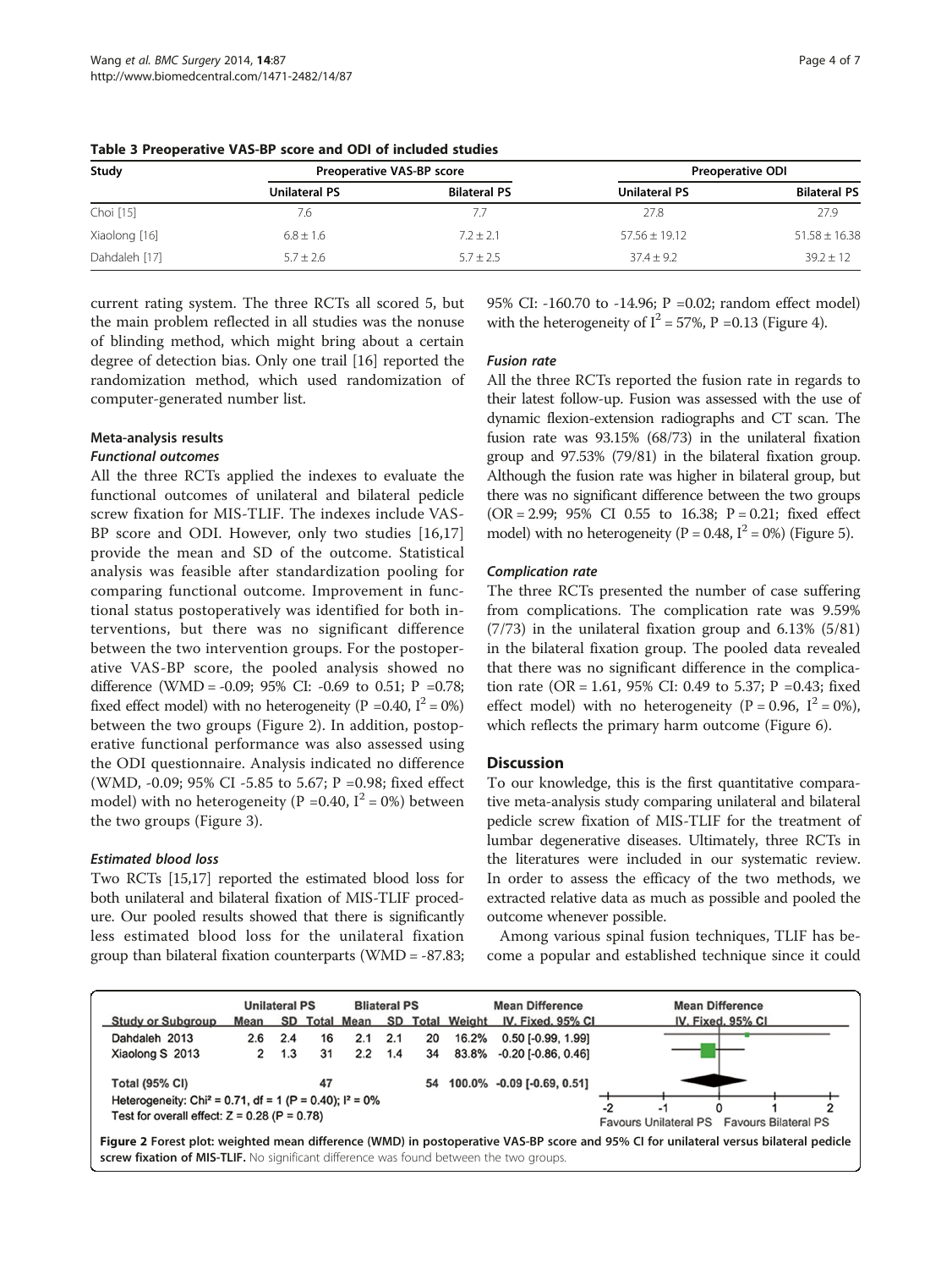**Table 3 Preoperative VAS-BP score and ODI of included studies**

| Study | Preoperative VAS-BP score | | Preoperative ODI | |
|---|---|---|---|---|
| | Unilateral PS | Bilateral PS | Unilateral PS | Bilateral PS |
| Choi [15] | 7.6 | 7.7 | 27.8 | 27.9 |
| Xiaolong [16] | 6.8 ± 1.6 | 7.2 ± 2.1 | 57.56 ± 19.12 | 51.58 ± 16.38 |
| Dahdaleh [17] | 5.7 ± 2.6 | 5.7 ± 2.5 | 37.4 ± 9.2 | 39.2 ± 12 |

current rating system. The three RCTs all scored 5, but the main problem reflected in all studies was the nonuse of blinding method, which might bring about a certain degree of detection bias. Only one trail [16] reported the randomization method, which used randomization of computer-generated number list.

### Meta-analysis results

#### *Functional outcomes*

All the three RCTs applied the indexes to evaluate the functional outcomes of unilateral and bilateral pedicle screw fixation for MIS-TLIF. The indexes include VAS-BP score and ODI. However, only two studies [16,17] provide the mean and SD of the outcome. Statistical analysis was feasible after standardization pooling for comparing functional outcome. Improvement in functional status postoperatively was identified for both interventions, but there was no significant difference between the two intervention groups. For the postoperative VAS-BP score, the pooled analysis showed no difference (WMD = -0.09; 95% CI: -0.69 to 0.51; P =0.78; fixed effect model) with no heterogeneity (P =0.40, $I^2 = 0\%$) between the two groups (Figure 2). In addition, postoperative functional performance was also assessed using the ODI questionnaire. Analysis indicated no difference (WMD, -0.09; 95% CI -5.85 to 5.67; P =0.98; fixed effect model) with no heterogeneity (P =0.40, $I^2 = 0\%$) between the two groups (Figure 3).

#### *Estimated blood loss*

Two RCTs [15,17] reported the estimated blood loss for both unilateral and bilateral fixation of MIS-TLIF procedure. Our pooled results showed that there is significantly less estimated blood loss for the unilateral fixation group than bilateral fixation counterparts (WMD = -87.83; 95% CI: -160.70 to -14.96; P =0.02; random effect model) with the heterogeneity of $I^2 = 57\%$, P =0.13 (Figure 4).

#### *Fusion rate*

All the three RCTs reported the fusion rate in regards to their latest follow-up. Fusion was assessed with the use of dynamic flexion-extension radiographs and CT scan. The fusion rate was 93.15% (68/73) in the unilateral fixation group and 97.53% (79/81) in the bilateral fixation group. Although the fusion rate was higher in bilateral group, but there was no significant difference between the two groups (OR = 2.99; 95% CI 0.55 to 16.38; P = 0.21; fixed effect model) with no heterogeneity (P = 0.48, $I^2 = 0\%$) (Figure 5).

#### *Complication rate*

The three RCTs presented the number of case suffering from complications. The complication rate was 9.59% (7/73) in the unilateral fixation group and 6.13% (5/81) in the bilateral fixation group. The pooled data revealed that there was no significant difference in the complication rate (OR = 1.61, 95% CI: 0.49 to 5.37; P =0.43; fixed effect model) with no heterogeneity (P = 0.96, $I^2 = 0\%$), which reflects the primary harm outcome (Figure 6).

## Discussion

To our knowledge, this is the first quantitative comparative meta-analysis study comparing unilateral and bilateral pedicle screw fixation of MIS-TLIF for the treatment of lumbar degenerative diseases. Ultimately, three RCTs in the literatures were included in our systematic review. In order to assess the efficacy of the two methods, we extracted relative data as much as possible and pooled the outcome whenever possible.

Among various spinal fusion techniques, TLIF has become a popular and established technique since it could

| Study or Subgroup | Unilateral PS Mean | SD | Total | Bliateral PS Mean | SD | Total | Weight | Mean Difference IV, Fixed, 95% CI |
|---|---|---|---|---|---|---|---|---|
| Dahdaleh 2013 | 2.6 | 2.4 | 16 | 2.1 | 2.1 | 20 | 16.2% | 0.50 [-0.99, 1.99] |
| Xiaolong S 2013 | 2 | 1.3 | 31 | 2.2 | 1.4 | 34 | 83.8% | -0.20 [-0.86, 0.46] |
| Total (95% CI) | | | 47 | | | 54 | 100.0% | -0.09 [-0.69, 0.51] |

Heterogeneity: $Chi^2 = 0.71$, df = 1 (P = 0.40); $I^2 = 0\%$
Test for overall effect: Z = 0.28 (P = 0.78)

Favours Unilateral PS / Favours Bilateral PS

**Figure 2 Forest plot: weighted mean difference (WMD) in postoperative VAS-BP score and 95% CI for unilateral versus bilateral pedicle screw fixation of MIS-TLIF.** No significant difference was found between the two groups.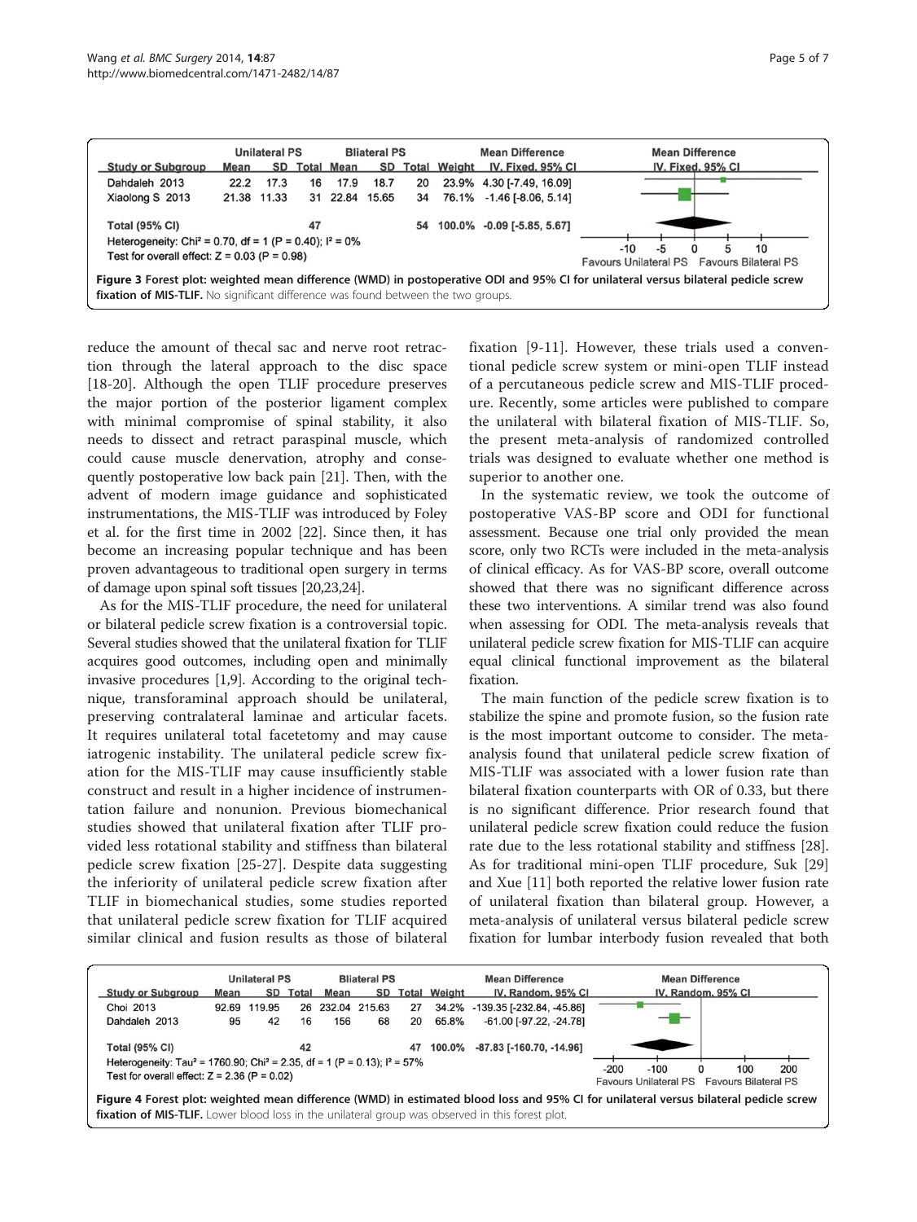Study or Subgroup | Unilateral PS Mean SD Total | Bliateral PS Mean SD Total | Weight | Mean Difference IV, Fixed, 95% CI

Dahdaleh 2013 22.2 17.3 16 17.9 18.7 20 23.9% 4.30 [-7.49, 16.09]

Xiaolong S 2013 21.38 11.33 31 22.84 15.65 34 76.1% -1.46 [-8.06, 5.14]

Total (95% CI) 47 54 100.0% -0.09 [-5.85, 5.67]

Heterogeneity: Chi² = 0.70, df = 1 (P = 0.40); I² = 0%

Test for overall effect: Z = 0.03 (P = 0.98)

Mean Difference IV, Fixed, 95% CI

-10 -5 0 5 10

Favours Unilateral PS Favours Bilateral PS

**Figure 3 Forest plot: weighted mean difference (WMD) in postoperative ODI and 95% CI for unilateral versus bilateral pedicle screw fixation of MIS-TLIF.** No significant difference was found between the two groups.

reduce the amount of thecal sac and nerve root retraction through the lateral approach to the disc space [18-20]. Although the open TLIF procedure preserves the major portion of the posterior ligament complex with minimal compromise of spinal stability, it also needs to dissect and retract paraspinal muscle, which could cause muscle denervation, atrophy and consequently postoperative low back pain [21]. Then, with the advent of modern image guidance and sophisticated instrumentations, the MIS-TLIF was introduced by Foley et al. for the first time in 2002 [22]. Since then, it has become an increasing popular technique and has been proven advantageous to traditional open surgery in terms of damage upon spinal soft tissues [20,23,24].

As for the MIS-TLIF procedure, the need for unilateral or bilateral pedicle screw fixation is a controversial topic. Several studies showed that the unilateral fixation for TLIF acquires good outcomes, including open and minimally invasive procedures [1,9]. According to the original technique, transforaminal approach should be unilateral, preserving contralateral laminae and articular facets. It requires unilateral total facetetomy and may cause iatrogenic instability. The unilateral pedicle screw fixation for the MIS-TLIF may cause insufficiently stable construct and result in a higher incidence of instrumentation failure and nonunion. Previous biomechanical studies showed that unilateral fixation after TLIF provided less rotational stability and stiffness than bilateral pedicle screw fixation [25-27]. Despite data suggesting the inferiority of unilateral pedicle screw fixation after TLIF in biomechanical studies, some studies reported that unilateral pedicle screw fixation for TLIF acquired similar clinical and fusion results as those of bilateral fixation [9-11]. However, these trials used a conventional pedicle screw system or mini-open TLIF instead of a percutaneous pedicle screw and MIS-TLIF procedure. Recently, some articles were published to compare the unilateral with bilateral fixation of MIS-TLIF. So, the present meta-analysis of randomized controlled trials was designed to evaluate whether one method is superior to another one.

In the systematic review, we took the outcome of postoperative VAS-BP score and ODI for functional assessment. Because one trial only provided the mean score, only two RCTs were included in the meta-analysis of clinical efficacy. As for VAS-BP score, overall outcome showed that there was no significant difference across these two interventions. A similar trend was also found when assessing for ODI. The meta-analysis reveals that unilateral pedicle screw fixation for MIS-TLIF can acquire equal clinical functional improvement as the bilateral fixation.

The main function of the pedicle screw fixation is to stabilize the spine and promote fusion, so the fusion rate is the most important outcome to consider. The meta-analysis found that unilateral pedicle screw fixation of MIS-TLIF was associated with a lower fusion rate than bilateral fixation counterparts with OR of 0.33, but there is no significant difference. Prior research found that unilateral pedicle screw fixation could reduce the fusion rate due to the less rotational stability and stiffness [28]. As for traditional mini-open TLIF procedure, Suk [29] and Xue [11] both reported the relative lower fusion rate of unilateral fixation than bilateral group. However, a meta-analysis of unilateral versus bilateral pedicle screw fixation for lumbar interbody fusion revealed that both

Study or Subgroup | Unilateral PS Mean SD Total | Bliateral PS Mean SD Total | Weight | Mean Difference IV, Random, 95% CI

Choi 2013 92.69 119.95 26 232.04 215.63 27 34.2% -139.35 [-232.84, -45.86]

Dahdaleh 2013 95 42 16 156 68 20 65.8% -61.00 [-97.22, -24.78]

Total (95% CI) 42 47 100.0% -87.83 [-160.70, -14.96]

Heterogeneity: Tau² = 1760.90; Chi² = 2.35, df = 1 (P = 0.13); I² = 57%

Test for overall effect: Z = 2.36 (P = 0.02)

Mean Difference IV, Random, 95% CI

-200 -100 0 100 200

Favours Unilateral PS Favours Bilateral PS

**Figure 4 Forest plot: weighted mean difference (WMD) in estimated blood loss and 95% CI for unilateral versus bilateral pedicle screw fixation of MIS-TLIF.** Lower blood loss in the unilateral group was observed in this forest plot.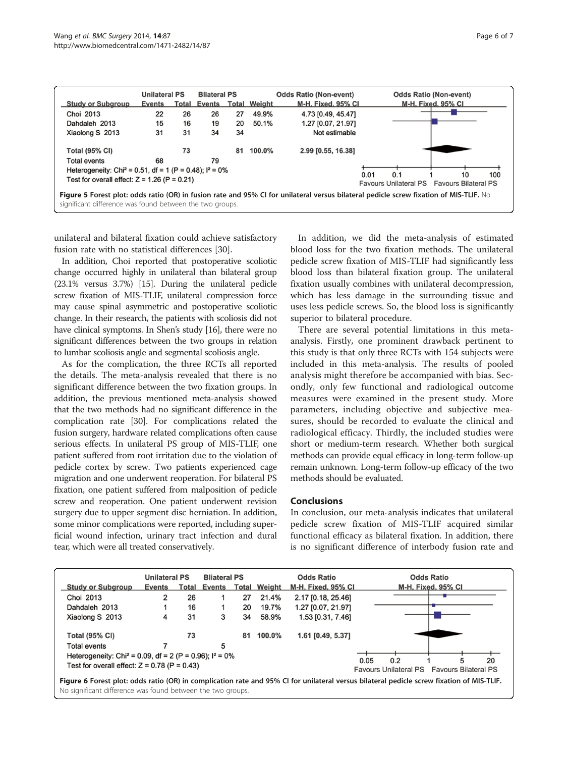| Study or Subgroup | Unilateral PS Events | Unilateral PS Total | Bliateral PS Events | Bliateral PS Total | Weight | Odds Ratio (Non-event) M-H, Fixed, 95% CI |
|---|---|---|---|---|---|---|
| Choi 2013 | 22 | 26 | 26 | 27 | 49.9% | 4.73 [0.49, 45.47] |
| Dahdaleh 2013 | 15 | 16 | 19 | 20 | 50.1% | 1.27 [0.07, 21.97] |
| Xiaolong S 2013 | 31 | 31 | 34 | 34 | | Not estimable |
| Total (95% CI) | | 73 | | 81 | 100.0% | 2.99 [0.55, 16.38] |
| Total events | 68 | | 79 | | | |

Heterogeneity: Chi² = 0.51, df = 1 (P = 0.48); I² = 0%

Test for overall effect: Z = 1.26 (P = 0.21)

Odds Ratio (Non-event) M-H, Fixed, 95% CI

0.01 0.1 1 10 100

Favours Unilateral PS Favours Bilateral PS

**Figure 5** Forest plot: odds ratio (OR) in fusion rate and 95% CI for unilateral versus bilateral pedicle screw fixation of MIS-TLIF. No significant difference was found between the two groups.

unilateral and bilateral fixation could achieve satisfactory fusion rate with no statistical differences [30].

In addition, Choi reported that postoperative scoliotic change occurred highly in unilateral than bilateral group (23.1% versus 3.7%) [15]. During the unilateral pedicle screw fixation of MIS-TLIF, unilateral compression force may cause spinal asymmetric and postoperative scoliotic change. In their research, the patients with scoliosis did not have clinical symptoms. In Shen's study [16], there were no significant differences between the two groups in relation to lumbar scoliosis angle and segmental scoliosis angle.

As for the complication, the three RCTs all reported the details. The meta-analysis revealed that there is no significant difference between the two fixation groups. In addition, the previous mentioned meta-analysis showed that the two methods had no significant difference in the complication rate [30]. For complications related the fusion surgery, hardware related complications often cause serious effects. In unilateral PS group of MIS-TLIF, one patient suffered from root irritation due to the violation of pedicle cortex by screw. Two patients experienced cage migration and one underwent reoperation. For bilateral PS fixation, one patient suffered from malposition of pedicle screw and reoperation. One patient underwent revision surgery due to upper segment disc herniation. In addition, some minor complications were reported, including superficial wound infection, urinary tract infection and dural tear, which were all treated conservatively.

In addition, we did the meta-analysis of estimated blood loss for the two fixation methods. The unilateral pedicle screw fixation of MIS-TLIF had significantly less blood loss than bilateral fixation group. The unilateral fixation usually combines with unilateral decompression, which has less damage in the surrounding tissue and uses less pedicle screws. So, the blood loss is significantly superior to bilateral procedure.

There are several potential limitations in this meta-analysis. Firstly, one prominent drawback pertinent to this study is that only three RCTs with 154 subjects were included in this meta-analysis. The results of pooled analysis might therefore be accompanied with bias. Secondly, only few functional and radiological outcome measures were examined in the present study. More parameters, including objective and subjective measures, should be recorded to evaluate the clinical and radiological efficacy. Thirdly, the included studies were short or medium-term research. Whether both surgical methods can provide equal efficacy in long-term follow-up remain unknown. Long-term follow-up efficacy of the two methods should be evaluated.

## Conclusions

In conclusion, our meta-analysis indicates that unilateral pedicle screw fixation of MIS-TLIF acquired similar functional efficacy as bilateral fixation. In addition, there is no significant difference of interbody fusion rate and

| Study or Subgroup | Unilateral PS Events | Unilateral PS Total | Bliateral PS Events | Bliateral PS Total | Weight | Odds Ratio M-H, Fixed, 95% CI |
|---|---|---|---|---|---|---|
| Choi 2013 | 2 | 26 | 1 | 27 | 21.4% | 2.17 [0.18, 25.46] |
| Dahdaleh 2013 | 1 | 16 | 1 | 20 | 19.7% | 1.27 [0.07, 21.97] |
| Xiaolong S 2013 | 4 | 31 | 3 | 34 | 58.9% | 1.53 [0.31, 7.46] |
| Total (95% CI) | | 73 | | 81 | 100.0% | 1.61 [0.49, 5.37] |
| Total events | 7 | | 5 | | | |

Heterogeneity: Chi² = 0.09, df = 2 (P = 0.96); I² = 0%

Test for overall effect: Z = 0.78 (P = 0.43)

Odds Ratio M-H, Fixed, 95% CI

0.05 0.2 1 5 20

Favours Unilateral PS Favours Bilateral PS

**Figure 6** Forest plot: odds ratio (OR) in complication rate and 95% CI for unilateral versus bilateral pedicle screw fixation of MIS-TLIF. No significant difference was found between the two groups.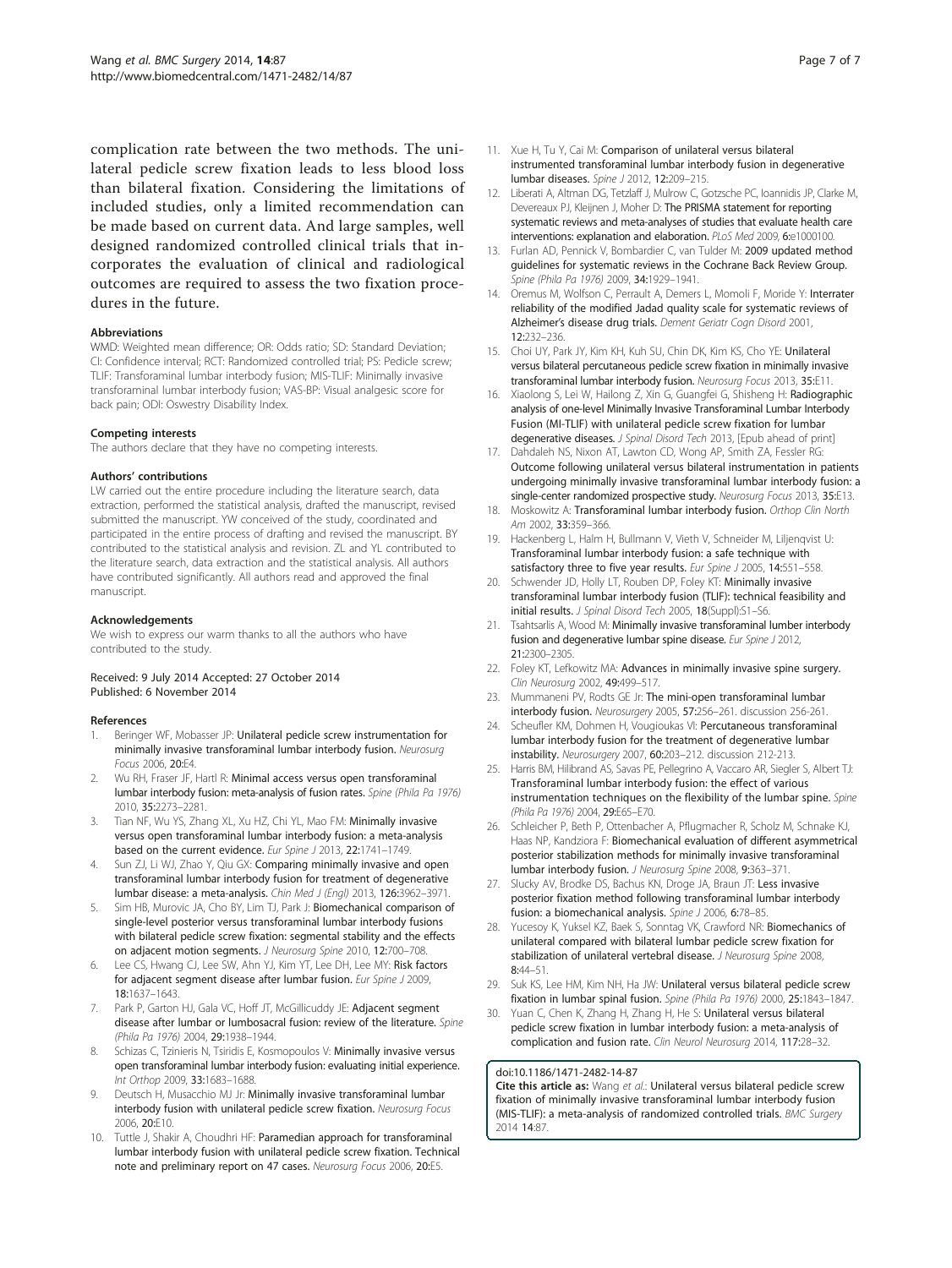complication rate between the two methods. The unilateral pedicle screw fixation leads to less blood loss than bilateral fixation. Considering the limitations of included studies, only a limited recommendation can be made based on current data. And large samples, well designed randomized controlled clinical trials that incorporates the evaluation of clinical and radiological outcomes are required to assess the two fixation procedures in the future.

#### Abbreviations

WMD: Weighted mean difference; OR: Odds ratio; SD: Standard Deviation; CI: Confidence interval; RCT: Randomized controlled trial; PS: Pedicle screw; TLIF: Transforaminal lumbar interbody fusion; MIS-TLIF: Minimally invasive transforaminal lumbar interbody fusion; VAS-BP: Visual analgesic score for back pain; ODI: Oswestry Disability Index.

#### Competing interests

The authors declare that they have no competing interests.

#### Authors' contributions

LW carried out the entire procedure including the literature search, data extraction, performed the statistical analysis, drafted the manuscript, revised submitted the manuscript. YW conceived of the study, coordinated and participated in the entire process of drafting and revised the manuscript. BY contributed to the statistical analysis and revision. ZL and YL contributed to the literature search, data extraction and the statistical analysis. All authors have contributed significantly. All authors read and approved the final manuscript.

#### Acknowledgements

We wish to express our warm thanks to all the authors who have contributed to the study.

Received: 9 July 2014 Accepted: 27 October 2014
Published: 6 November 2014

#### References

1. Beringer WF, Mobasser JP: **Unilateral pedicle screw instrumentation for minimally invasive transforaminal lumbar interbody fusion.** *Neurosurg Focus* 2006, **20:**E4.
2. Wu RH, Fraser JF, Hartl R: **Minimal access versus open transforaminal lumbar interbody fusion: meta-analysis of fusion rates.** *Spine (Phila Pa 1976)* 2010, **35:**2273–2281.
3. Tian NF, Wu YS, Zhang XL, Xu HZ, Chi YL, Mao FM: **Minimally invasive versus open transforaminal lumbar interbody fusion: a meta-analysis based on the current evidence.** *Eur Spine J* 2013, **22:**1741–1749.
4. Sun ZJ, Li WJ, Zhao Y, Qiu GX: **Comparing minimally invasive and open transforaminal lumbar interbody fusion for treatment of degenerative lumbar disease: a meta-analysis.** *Chin Med J (Engl)* 2013, **126:**3962–3971.
5. Sim HB, Murovic JA, Cho BY, Lim TJ, Park J: **Biomechanical comparison of single-level posterior versus transforaminal lumbar interbody fusions with bilateral pedicle screw fixation: segmental stability and the effects on adjacent motion segments.** *J Neurosurg Spine* 2010, **12:**700–708.
6. Lee CS, Hwang CJ, Lee SW, Ahn YJ, Kim YT, Lee DH, Lee MY: **Risk factors for adjacent segment disease after lumbar fusion.** *Eur Spine J* 2009, **18:**1637–1643.
7. Park P, Garton HJ, Gala VC, Hoff JT, McGillicuddy JE: **Adjacent segment disease after lumbar or lumbosacral fusion: review of the literature.** *Spine (Phila Pa 1976)* 2004, **29:**1938–1944.
8. Schizas C, Tzinieris N, Tsiridis E, Kosmopoulos V: **Minimally invasive versus open transforaminal lumbar interbody fusion: evaluating initial experience.** *Int Orthop* 2009, **33:**1683–1688.
9. Deutsch H, Musacchio MJ Jr: **Minimally invasive transforaminal lumbar interbody fusion with unilateral pedicle screw fixation.** *Neurosurg Focus* 2006, **20:**E10.
10. Tuttle J, Shakir A, Choudhri HF: **Paramedian approach for transforaminal lumbar interbody fusion with unilateral pedicle screw fixation. Technical note and preliminary report on 47 cases.** *Neurosurg Focus* 2006, **20:**E5.
11. Xue H, Tu Y, Cai M: **Comparison of unilateral versus bilateral instrumented transforaminal lumbar interbody fusion in degenerative lumbar diseases.** *Spine J* 2012, **12:**209–215.
12. Liberati A, Altman DG, Tetzlaff J, Mulrow C, Gotzsche PC, Ioannidis JP, Clarke M, Devereaux PJ, Kleijnen J, Moher D: **The PRISMA statement for reporting systematic reviews and meta-analyses of studies that evaluate health care interventions: explanation and elaboration.** *PLoS Med* 2009, **6:**e1000100.
13. Furlan AD, Pennick V, Bombardier C, van Tulder M: **2009 updated method guidelines for systematic reviews in the Cochrane Back Review Group.** *Spine (Phila Pa 1976)* 2009, **34:**1929–1941.
14. Oremus M, Wolfson C, Perrault A, Demers L, Momoli F, Moride Y: **Interrater reliability of the modified Jadad quality scale for systematic reviews of Alzheimer's disease drug trials.** *Dement Geriatr Cogn Disord* 2001, **12:**232–236.
15. Choi UY, Park JY, Kim KH, Kuh SU, Chin DK, Kim KS, Cho YE: **Unilateral versus bilateral percutaneous pedicle screw fixation in minimally invasive transforaminal lumbar interbody fusion.** *Neurosurg Focus* 2013, **35:**E11.
16. Xiaolong S, Lei W, Hailong Z, Xin G, Guangfei G, Shisheng H: **Radiographic analysis of one-level Minimally Invasive Transforaminal Lumbar Interbody Fusion (MI-TLIF) with unilateral pedicle screw fixation for lumbar degenerative diseases.** *J Spinal Disord Tech* 2013, [Epub ahead of print]
17. Dahdaleh NS, Nixon AT, Lawton CD, Wong AP, Smith ZA, Fessler RG: **Outcome following unilateral versus bilateral instrumentation in patients undergoing minimally invasive transforaminal lumbar interbody fusion: a single-center randomized prospective study.** *Neurosurg Focus* 2013, **35:**E13.
18. Moskowitz A: **Transforaminal lumbar interbody fusion.** *Orthop Clin North Am* 2002, **33:**359–366.
19. Hackenberg L, Halm H, Bullmann V, Vieth V, Schneider M, Liljenqvist U: **Transforaminal lumbar interbody fusion: a safe technique with satisfactory three to five year results.** *Eur Spine J* 2005, **14:**551–558.
20. Schwender JD, Holly LT, Rouben DP, Foley KT: **Minimally invasive transforaminal lumbar interbody fusion (TLIF): technical feasibility and initial results.** *J Spinal Disord Tech* 2005, **18**(Suppl):S1–S6.
21. Tsahtsarlis A, Wood M: **Minimally invasive transforaminal lumber interbody fusion and degenerative lumbar spine disease.** *Eur Spine J* 2012, **21:**2300–2305.
22. Foley KT, Lefkowitz MA: **Advances in minimally invasive spine surgery.** *Clin Neurosurg* 2002, **49:**499–517.
23. Mummaneni PV, Rodts GE Jr: **The mini-open transforaminal lumbar interbody fusion.** *Neurosurgery* 2005, **57:**256–261. discussion 256-261.
24. Scheufler KM, Dohmen H, Vougioukas VI: **Percutaneous transforaminal lumbar interbody fusion for the treatment of degenerative lumbar instability.** *Neurosurgery* 2007, **60:**203–212. discussion 212-213.
25. Harris BM, Hilibrand AS, Savas PE, Pellegrino A, Vaccaro AR, Siegler S, Albert TJ: **Transforaminal lumbar interbody fusion: the effect of various instrumentation techniques on the flexibility of the lumbar spine.** *Spine (Phila Pa 1976)* 2004, **29:**E65–E70.
26. Schleicher P, Beth P, Ottenbacher A, Pflugmacher R, Scholz M, Schnake KJ, Haas NP, Kandziora F: **Biomechanical evaluation of different asymmetrical posterior stabilization methods for minimally invasive transforaminal lumbar interbody fusion.** *J Neurosurg Spine* 2008, **9:**363–371.
27. Slucky AV, Brodke DS, Bachus KN, Droge JA, Braun JT: **Less invasive posterior fixation method following transforaminal lumbar interbody fusion: a biomechanical analysis.** *Spine J* 2006, **6:**78–85.
28. Yucesoy K, Yuksel KZ, Baek S, Sonntag VK, Crawford NR: **Biomechanics of unilateral compared with bilateral lumbar pedicle screw fixation for stabilization of unilateral vertebral disease.** *J Neurosurg Spine* 2008, **8:**44–51.
29. Suk KS, Lee HM, Kim NH, Ha JW: **Unilateral versus bilateral pedicle screw fixation in lumbar spinal fusion.** *Spine (Phila Pa 1976)* 2000, **25:**1843–1847.
30. Yuan C, Chen K, Zhang H, Zhang H, He S: **Unilateral versus bilateral pedicle screw fixation in lumbar interbody fusion: a meta-analysis of complication and fusion rate.** *Clin Neurol Neurosurg* 2014, **117:**28–32.

doi:10.1186/1471-2482-14-87
**Cite this article as:** Wang *et al.*: Unilateral versus bilateral pedicle screw fixation of minimally invasive transforaminal lumbar interbody fusion (MIS-TLIF): a meta-analysis of randomized controlled trials. *BMC Surgery* 2014 **14**:87.